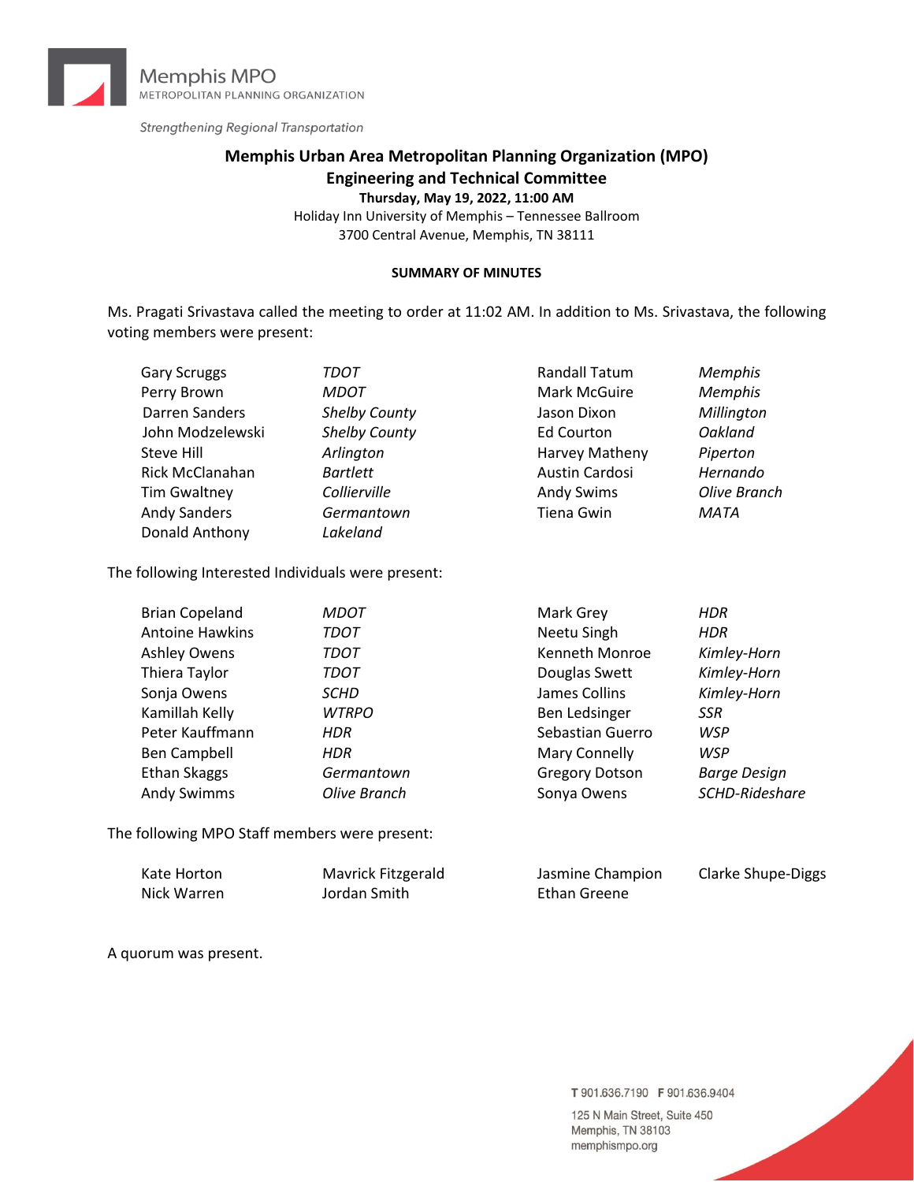Memphis MPO
METROPOLITAN PLANNING ORGANIZATION

*Strengthening Regional Transportation*

# Memphis Urban Area Metropolitan Planning Organization (MPO)
## Engineering and Technical Committee

**Thursday, May 19, 2022, 11:00 AM**

Holiday Inn University of Memphis – Tennessee Ballroom
3700 Central Avenue, Memphis, TN 38111

**SUMMARY OF MINUTES**

Ms. Pragati Srivastava called the meeting to order at 11:02 AM. In addition to Ms. Srivastava, the following voting members were present:

| | | | |
|---|---|---|---|
| Gary Scruggs | *TDOT* | Randall Tatum | *Memphis* |
| Perry Brown | *MDOT* | Mark McGuire | *Memphis* |
| Darren Sanders | *Shelby County* | Jason Dixon | *Millington* |
| John Modzelewski | *Shelby County* | Ed Courton | *Oakland* |
| Steve Hill | *Arlington* | Harvey Matheny | *Piperton* |
| Rick McClanahan | *Bartlett* | Austin Cardosi | *Hernando* |
| Tim Gwaltney | *Collierville* | Andy Swims | *Olive Branch* |
| Andy Sanders | *Germantown* | Tiena Gwin | *MATA* |
| Donald Anthony | *Lakeland* | | |

The following Interested Individuals were present:

| | | | |
|---|---|---|---|
| Brian Copeland | *MDOT* | Mark Grey | *HDR* |
| Antoine Hawkins | *TDOT* | Neetu Singh | *HDR* |
| Ashley Owens | *TDOT* | Kenneth Monroe | *Kimley-Horn* |
| Thiera Taylor | *TDOT* | Douglas Swett | *Kimley-Horn* |
| Sonja Owens | *SCHD* | James Collins | *Kimley-Horn* |
| Kamillah Kelly | *WTRPO* | Ben Ledsinger | *SSR* |
| Peter Kauffmann | *HDR* | Sebastian Guerro | *WSP* |
| Ben Campbell | *HDR* | Mary Connelly | *WSP* |
| Ethan Skaggs | *Germantown* | Gregory Dotson | *Barge Design* |
| Andy Swimms | *Olive Branch* | Sonya Owens | *SCHD-Rideshare* |

The following MPO Staff members were present:

| | | | |
|---|---|---|---|
| Kate Horton | Mavrick Fitzgerald | Jasmine Champion | Clarke Shupe-Diggs |
| Nick Warren | Jordan Smith | Ethan Greene | |

A quorum was present.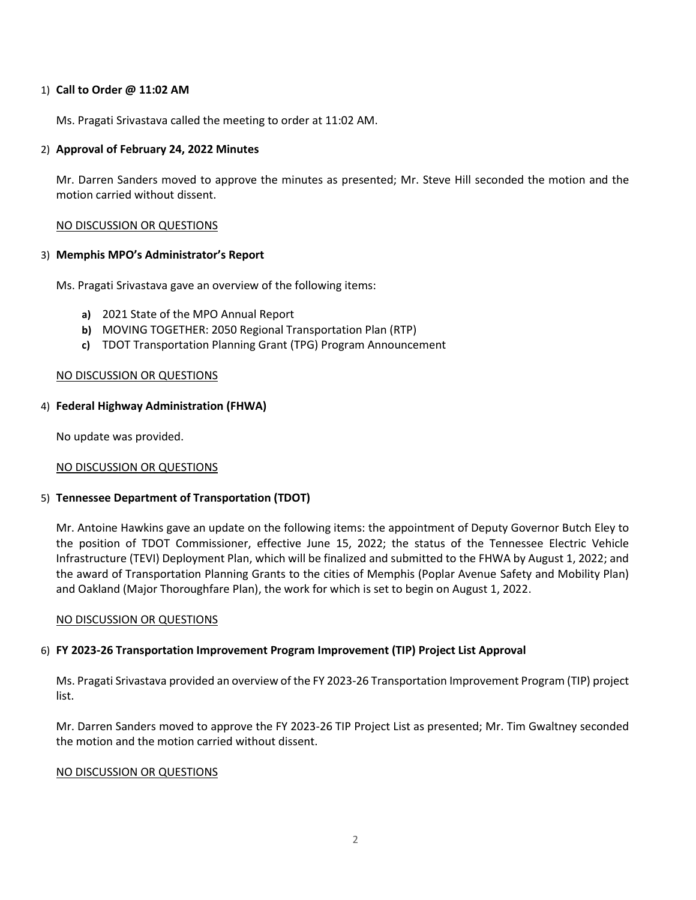1) **Call to Order @ 11:02 AM**

Ms. Pragati Srivastava called the meeting to order at 11:02 AM.

2) **Approval of February 24, 2022 Minutes**

Mr. Darren Sanders moved to approve the minutes as presented; Mr. Steve Hill seconded the motion and the motion carried without dissent.

<u>NO DISCUSSION OR QUESTIONS</u>

3) **Memphis MPO's Administrator's Report**

Ms. Pragati Srivastava gave an overview of the following items:

**a)** 2021 State of the MPO Annual Report
**b)** MOVING TOGETHER: 2050 Regional Transportation Plan (RTP)
**c)** TDOT Transportation Planning Grant (TPG) Program Announcement

<u>NO DISCUSSION OR QUESTIONS</u>

4) **Federal Highway Administration (FHWA)**

No update was provided.

<u>NO DISCUSSION OR QUESTIONS</u>

5) **Tennessee Department of Transportation (TDOT)**

Mr. Antoine Hawkins gave an update on the following items: the appointment of Deputy Governor Butch Eley to the position of TDOT Commissioner, effective June 15, 2022; the status of the Tennessee Electric Vehicle Infrastructure (TEVI) Deployment Plan, which will be finalized and submitted to the FHWA by August 1, 2022; and the award of Transportation Planning Grants to the cities of Memphis (Poplar Avenue Safety and Mobility Plan) and Oakland (Major Thoroughfare Plan), the work for which is set to begin on August 1, 2022.

<u>NO DISCUSSION OR QUESTIONS</u>

6) **FY 2023-26 Transportation Improvement Program Improvement (TIP) Project List Approval**

Ms. Pragati Srivastava provided an overview of the FY 2023-26 Transportation Improvement Program (TIP) project list.

Mr. Darren Sanders moved to approve the FY 2023-26 TIP Project List as presented; Mr. Tim Gwaltney seconded the motion and the motion carried without dissent.

<u>NO DISCUSSION OR QUESTIONS</u>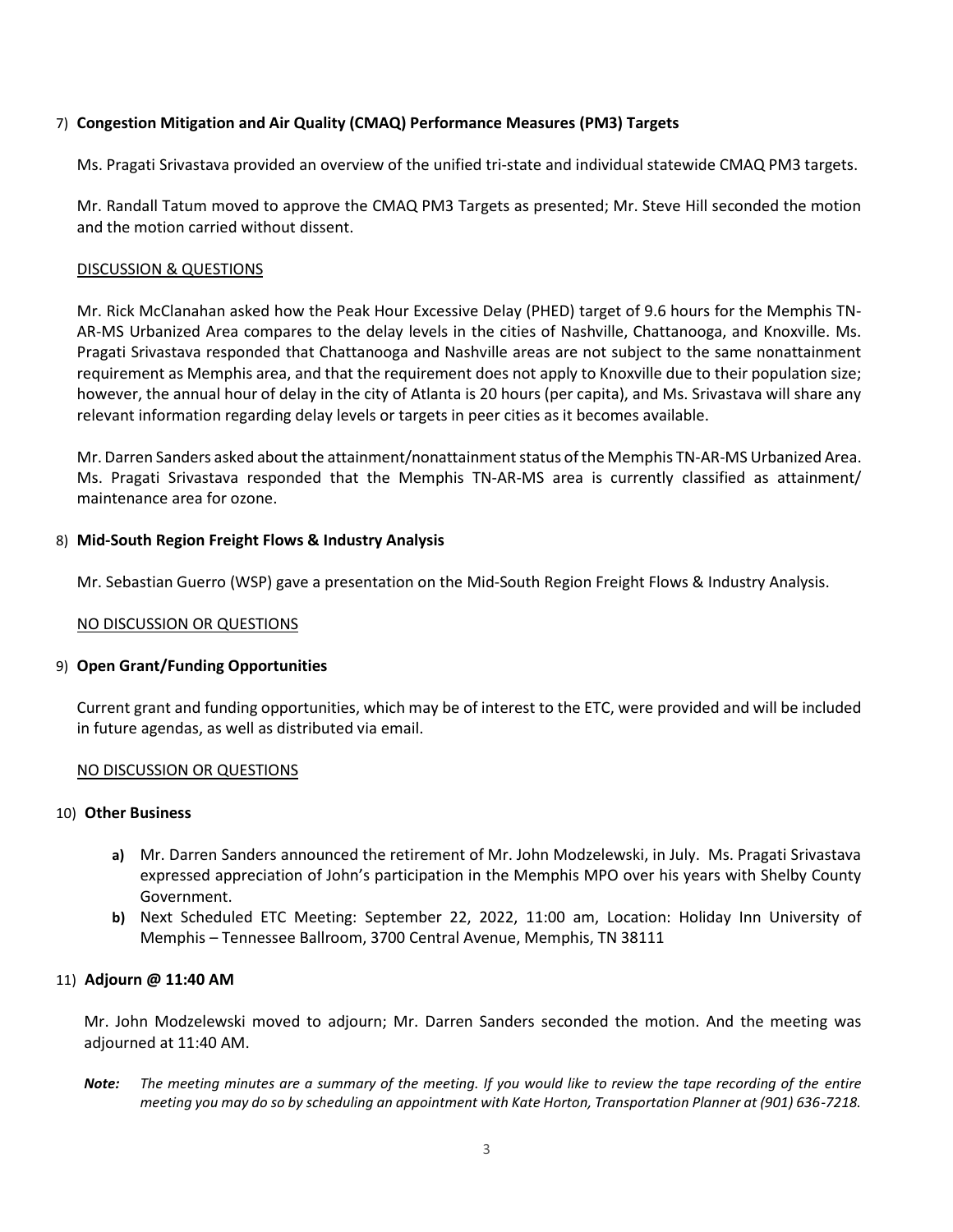7) **Congestion Mitigation and Air Quality (CMAQ) Performance Measures (PM3) Targets**

Ms. Pragati Srivastava provided an overview of the unified tri-state and individual statewide CMAQ PM3 targets.

Mr. Randall Tatum moved to approve the CMAQ PM3 Targets as presented; Mr. Steve Hill seconded the motion and the motion carried without dissent.

DISCUSSION & QUESTIONS

Mr. Rick McClanahan asked how the Peak Hour Excessive Delay (PHED) target of 9.6 hours for the Memphis TN-AR-MS Urbanized Area compares to the delay levels in the cities of Nashville, Chattanooga, and Knoxville. Ms. Pragati Srivastava responded that Chattanooga and Nashville areas are not subject to the same nonattainment requirement as Memphis area, and that the requirement does not apply to Knoxville due to their population size; however, the annual hour of delay in the city of Atlanta is 20 hours (per capita), and Ms. Srivastava will share any relevant information regarding delay levels or targets in peer cities as it becomes available.

Mr. Darren Sanders asked about the attainment/nonattainment status of the Memphis TN-AR-MS Urbanized Area. Ms. Pragati Srivastava responded that the Memphis TN-AR-MS area is currently classified as attainment/ maintenance area for ozone.

8) **Mid-South Region Freight Flows & Industry Analysis**

Mr. Sebastian Guerro (WSP) gave a presentation on the Mid-South Region Freight Flows & Industry Analysis.

NO DISCUSSION OR QUESTIONS

9) **Open Grant/Funding Opportunities**

Current grant and funding opportunities, which may be of interest to the ETC, were provided and will be included in future agendas, as well as distributed via email.

NO DISCUSSION OR QUESTIONS

10) **Other Business**

- **a)** Mr. Darren Sanders announced the retirement of Mr. John Modzelewski, in July. Ms. Pragati Srivastava expressed appreciation of John's participation in the Memphis MPO over his years with Shelby County Government.
- **b)** Next Scheduled ETC Meeting: September 22, 2022, 11:00 am, Location: Holiday Inn University of Memphis – Tennessee Ballroom, 3700 Central Avenue, Memphis, TN 38111

11) **Adjourn @ 11:40 AM**

Mr. John Modzelewski moved to adjourn; Mr. Darren Sanders seconded the motion. And the meeting was adjourned at 11:40 AM.

***Note:*** *The meeting minutes are a summary of the meeting. If you would like to review the tape recording of the entire meeting you may do so by scheduling an appointment with Kate Horton, Transportation Planner at (901) 636-7218.*